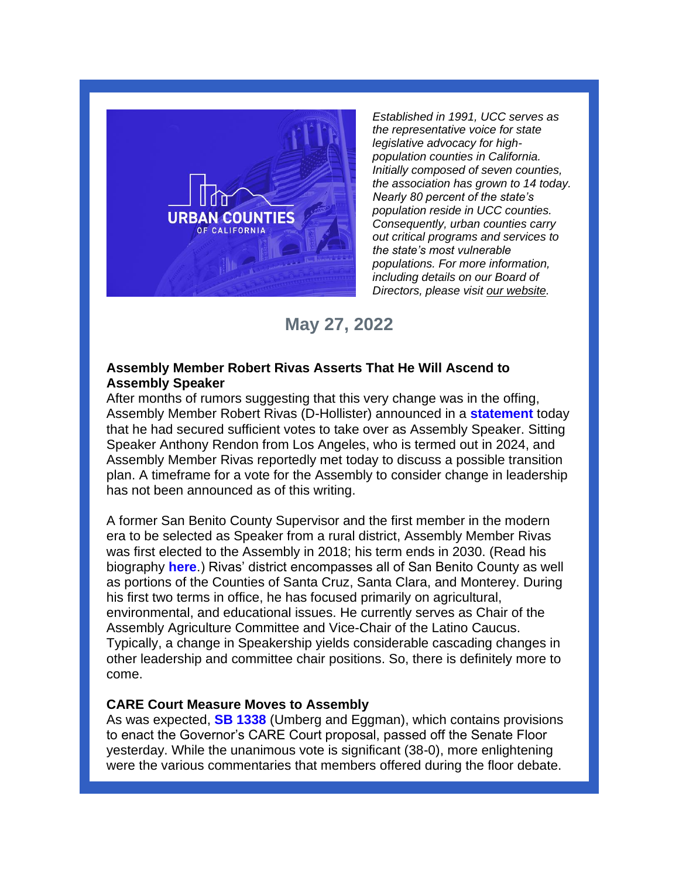URBAN COUNTIES OF CALIFORNIA

*Established in 1991, UCC serves as the representative voice for state legislative advocacy for high-population counties in California. Initially composed of seven counties, the association has grown to 14 today. Nearly 80 percent of the state's population reside in UCC counties. Consequently, urban counties carry out critical programs and services to the state's most vulnerable populations. For more information, including details on our Board of Directors, please visit our website.*

## May 27, 2022

**Assembly Member Robert Rivas Asserts That He Will Ascend to Assembly Speaker**

After months of rumors suggesting that this very change was in the offing, Assembly Member Robert Rivas (D-Hollister) announced in a **statement** today that he had secured sufficient votes to take over as Assembly Speaker. Sitting Speaker Anthony Rendon from Los Angeles, who is termed out in 2024, and Assembly Member Rivas reportedly met today to discuss a possible transition plan. A timeframe for a vote for the Assembly to consider change in leadership has not been announced as of this writing.

A former San Benito County Supervisor and the first member in the modern era to be selected as Speaker from a rural district, Assembly Member Rivas was first elected to the Assembly in 2018; his term ends in 2030. (Read his biography **here**.) Rivas' district encompasses all of San Benito County as well as portions of the Counties of Santa Cruz, Santa Clara, and Monterey. During his first two terms in office, he has focused primarily on agricultural, environmental, and educational issues. He currently serves as Chair of the Assembly Agriculture Committee and Vice-Chair of the Latino Caucus. Typically, a change in Speakership yields considerable cascading changes in other leadership and committee chair positions. So, there is definitely more to come.

**CARE Court Measure Moves to Assembly**

As was expected, **SB 1338** (Umberg and Eggman), which contains provisions to enact the Governor's CARE Court proposal, passed off the Senate Floor yesterday. While the unanimous vote is significant (38-0), more enlightening were the various commentaries that members offered during the floor debate.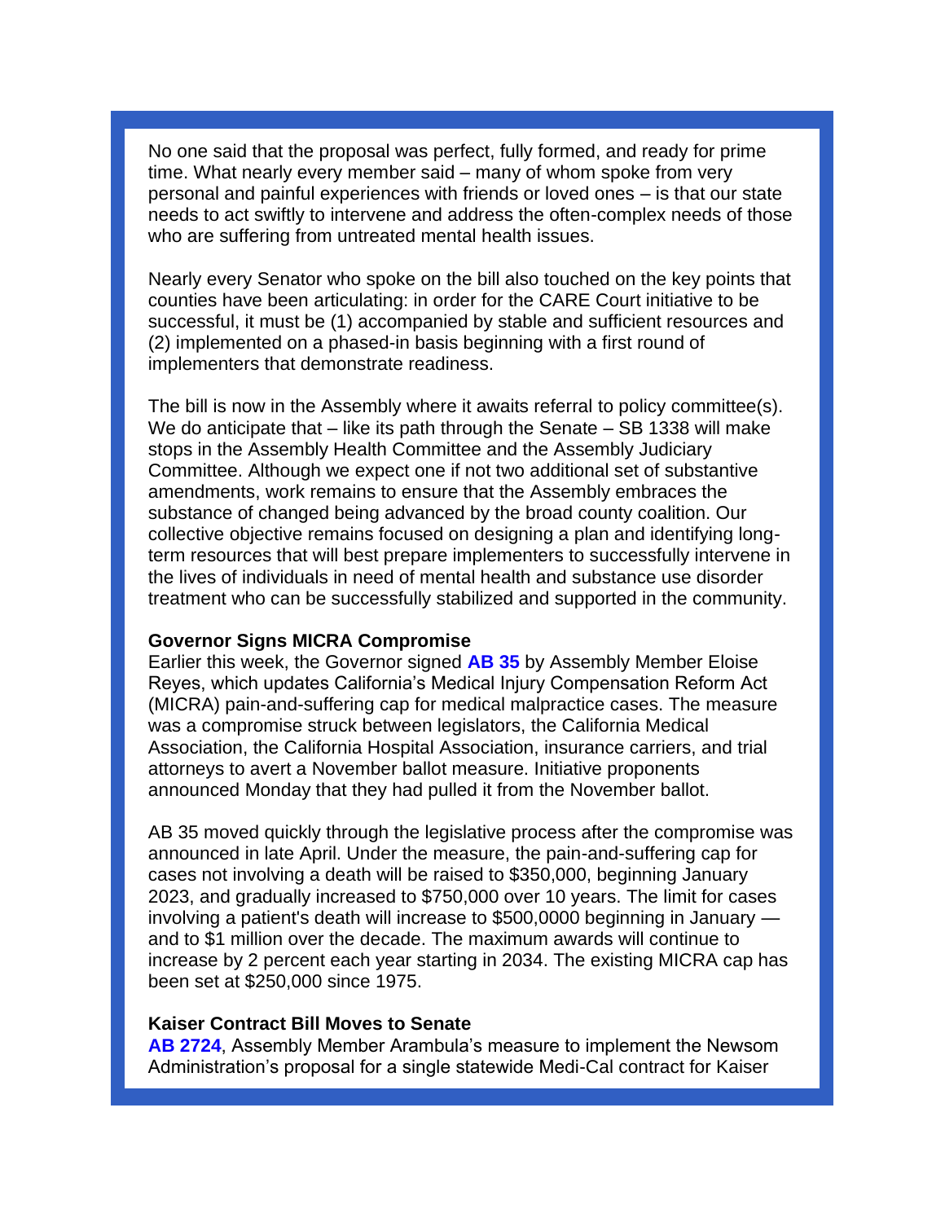No one said that the proposal was perfect, fully formed, and ready for prime time. What nearly every member said – many of whom spoke from very personal and painful experiences with friends or loved ones – is that our state needs to act swiftly to intervene and address the often-complex needs of those who are suffering from untreated mental health issues.

Nearly every Senator who spoke on the bill also touched on the key points that counties have been articulating: in order for the CARE Court initiative to be successful, it must be (1) accompanied by stable and sufficient resources and (2) implemented on a phased-in basis beginning with a first round of implementers that demonstrate readiness.

The bill is now in the Assembly where it awaits referral to policy committee(s). We do anticipate that – like its path through the Senate – SB 1338 will make stops in the Assembly Health Committee and the Assembly Judiciary Committee. Although we expect one if not two additional set of substantive amendments, work remains to ensure that the Assembly embraces the substance of changed being advanced by the broad county coalition. Our collective objective remains focused on designing a plan and identifying long-term resources that will best prepare implementers to successfully intervene in the lives of individuals in need of mental health and substance use disorder treatment who can be successfully stabilized and supported in the community.

**Governor Signs MICRA Compromise**

Earlier this week, the Governor signed **AB 35** by Assembly Member Eloise Reyes, which updates California's Medical Injury Compensation Reform Act (MICRA) pain-and-suffering cap for medical malpractice cases. The measure was a compromise struck between legislators, the California Medical Association, the California Hospital Association, insurance carriers, and trial attorneys to avert a November ballot measure. Initiative proponents announced Monday that they had pulled it from the November ballot.

AB 35 moved quickly through the legislative process after the compromise was announced in late April. Under the measure, the pain-and-suffering cap for cases not involving a death will be raised to $350,000, beginning January 2023, and gradually increased to $750,000 over 10 years. The limit for cases involving a patient's death will increase to $500,0000 beginning in January — and to $1 million over the decade. The maximum awards will continue to increase by 2 percent each year starting in 2034. The existing MICRA cap has been set at $250,000 since 1975.

**Kaiser Contract Bill Moves to Senate**

**AB 2724**, Assembly Member Arambula's measure to implement the Newsom Administration's proposal for a single statewide Medi-Cal contract for Kaiser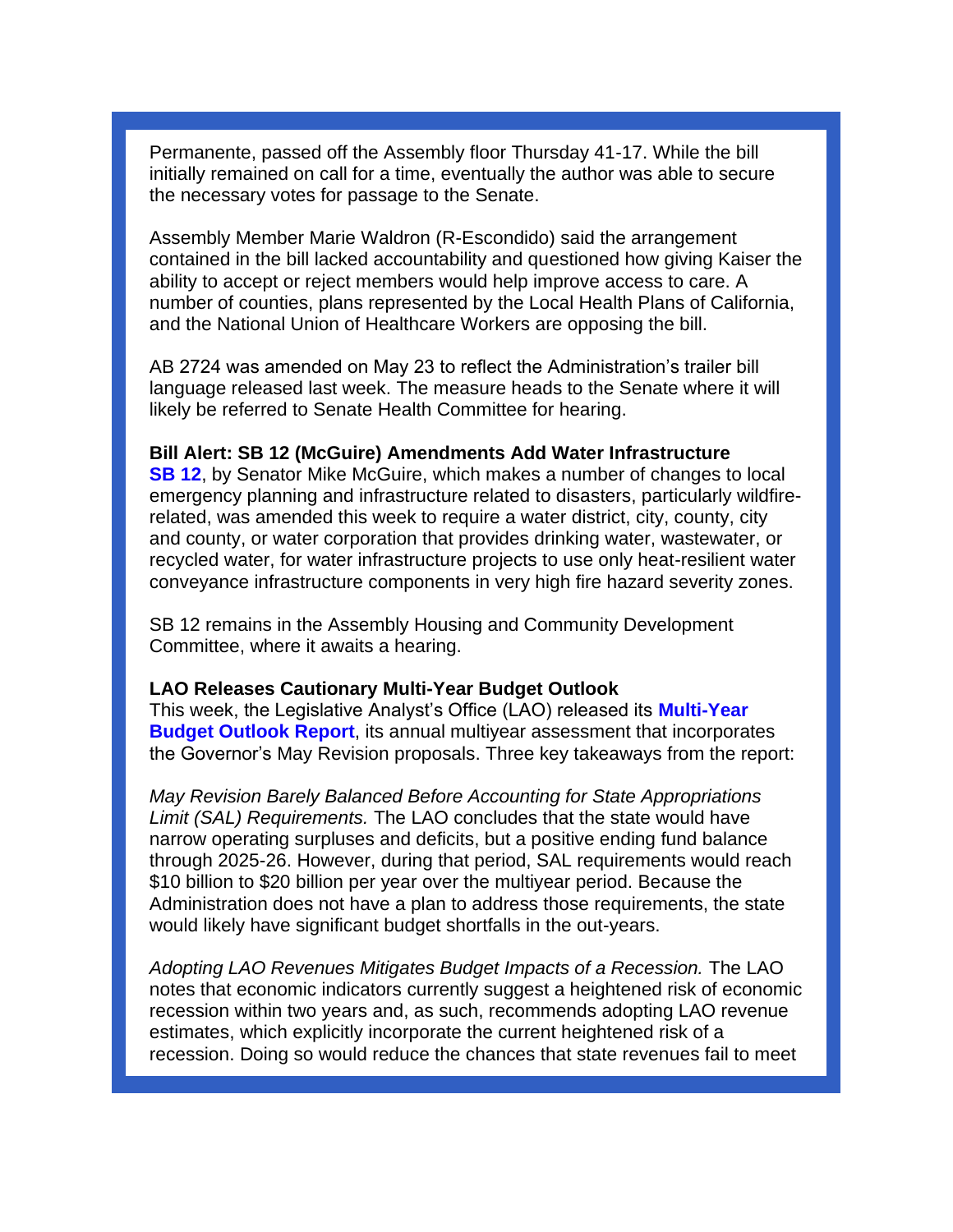Permanente, passed off the Assembly floor Thursday 41-17. While the bill initially remained on call for a time, eventually the author was able to secure the necessary votes for passage to the Senate.

Assembly Member Marie Waldron (R-Escondido) said the arrangement contained in the bill lacked accountability and questioned how giving Kaiser the ability to accept or reject members would help improve access to care. A number of counties, plans represented by the Local Health Plans of California, and the National Union of Healthcare Workers are opposing the bill.

AB 2724 was amended on May 23 to reflect the Administration's trailer bill language released last week. The measure heads to the Senate where it will likely be referred to Senate Health Committee for hearing.

**Bill Alert: SB 12 (McGuire) Amendments Add Water Infrastructure**
**SB 12**, by Senator Mike McGuire, which makes a number of changes to local emergency planning and infrastructure related to disasters, particularly wildfire-related, was amended this week to require a water district, city, county, city and county, or water corporation that provides drinking water, wastewater, or recycled water, for water infrastructure projects to use only heat-resilient water conveyance infrastructure components in very high fire hazard severity zones.

SB 12 remains in the Assembly Housing and Community Development Committee, where it awaits a hearing.

**LAO Releases Cautionary Multi-Year Budget Outlook**
This week, the Legislative Analyst's Office (LAO) released its **Multi-Year Budget Outlook Report**, its annual multiyear assessment that incorporates the Governor's May Revision proposals. Three key takeaways from the report:

*May Revision Barely Balanced Before Accounting for State Appropriations Limit (SAL) Requirements.* The LAO concludes that the state would have narrow operating surpluses and deficits, but a positive ending fund balance through 2025-26. However, during that period, SAL requirements would reach \$10 billion to \$20 billion per year over the multiyear period. Because the Administration does not have a plan to address those requirements, the state would likely have significant budget shortfalls in the out-years.

*Adopting LAO Revenues Mitigates Budget Impacts of a Recession.* The LAO notes that economic indicators currently suggest a heightened risk of economic recession within two years and, as such, recommends adopting LAO revenue estimates, which explicitly incorporate the current heightened risk of a recession. Doing so would reduce the chances that state revenues fail to meet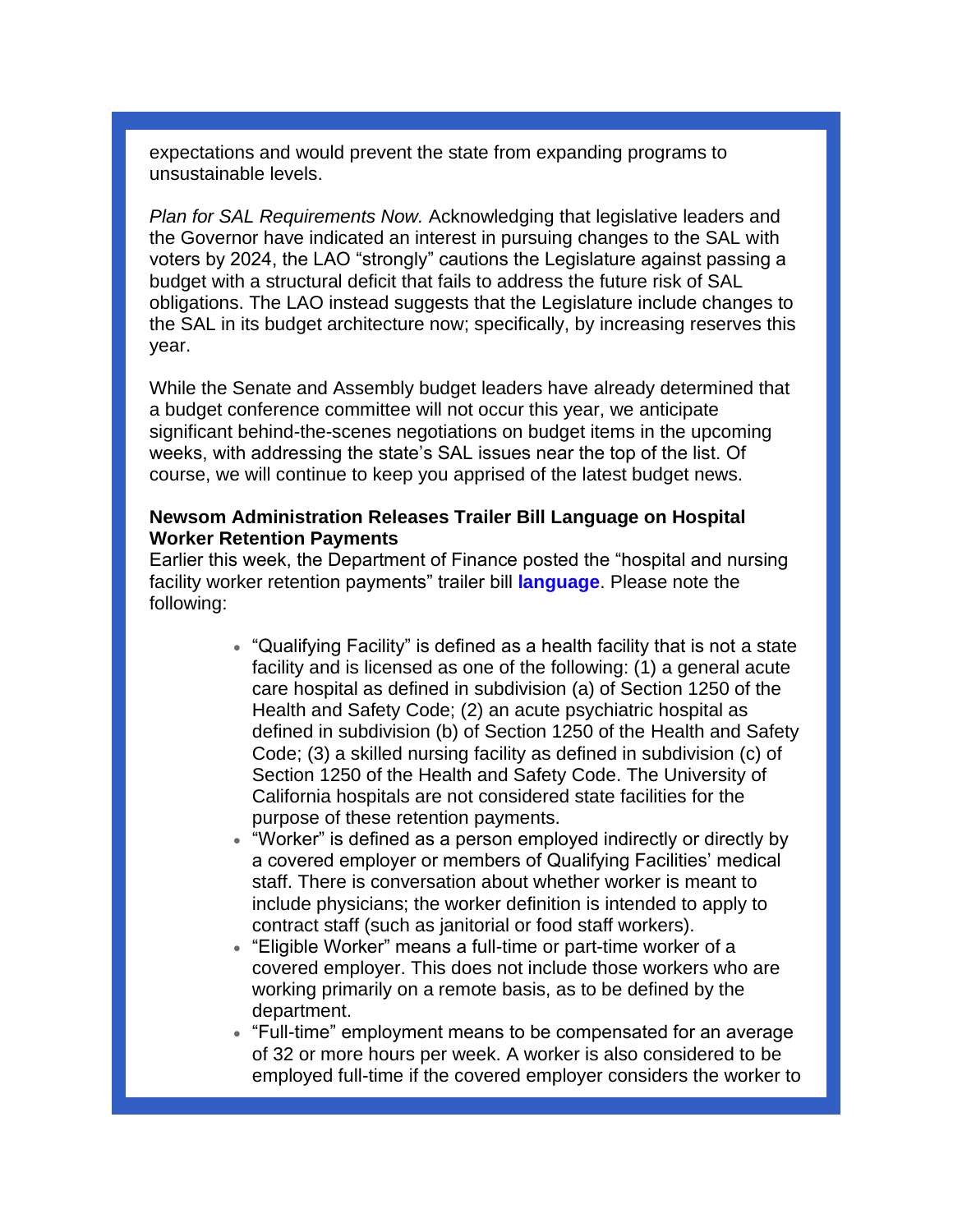expectations and would prevent the state from expanding programs to unsustainable levels.

*Plan for SAL Requirements Now.* Acknowledging that legislative leaders and the Governor have indicated an interest in pursuing changes to the SAL with voters by 2024, the LAO "strongly" cautions the Legislature against passing a budget with a structural deficit that fails to address the future risk of SAL obligations. The LAO instead suggests that the Legislature include changes to the SAL in its budget architecture now; specifically, by increasing reserves this year.

While the Senate and Assembly budget leaders have already determined that a budget conference committee will not occur this year, we anticipate significant behind-the-scenes negotiations on budget items in the upcoming weeks, with addressing the state's SAL issues near the top of the list. Of course, we will continue to keep you apprised of the latest budget news.

**Newsom Administration Releases Trailer Bill Language on Hospital Worker Retention Payments**

Earlier this week, the Department of Finance posted the "hospital and nursing facility worker retention payments" trailer bill **language**. Please note the following:

- "Qualifying Facility" is defined as a health facility that is not a state facility and is licensed as one of the following: (1) a general acute care hospital as defined in subdivision (a) of Section 1250 of the Health and Safety Code; (2) an acute psychiatric hospital as defined in subdivision (b) of Section 1250 of the Health and Safety Code; (3) a skilled nursing facility as defined in subdivision (c) of Section 1250 of the Health and Safety Code. The University of California hospitals are not considered state facilities for the purpose of these retention payments.
- "Worker" is defined as a person employed indirectly or directly by a covered employer or members of Qualifying Facilities' medical staff. There is conversation about whether worker is meant to include physicians; the worker definition is intended to apply to contract staff (such as janitorial or food staff workers).
- "Eligible Worker" means a full-time or part-time worker of a covered employer. This does not include those workers who are working primarily on a remote basis, as to be defined by the department.
- "Full-time" employment means to be compensated for an average of 32 or more hours per week. A worker is also considered to be employed full-time if the covered employer considers the worker to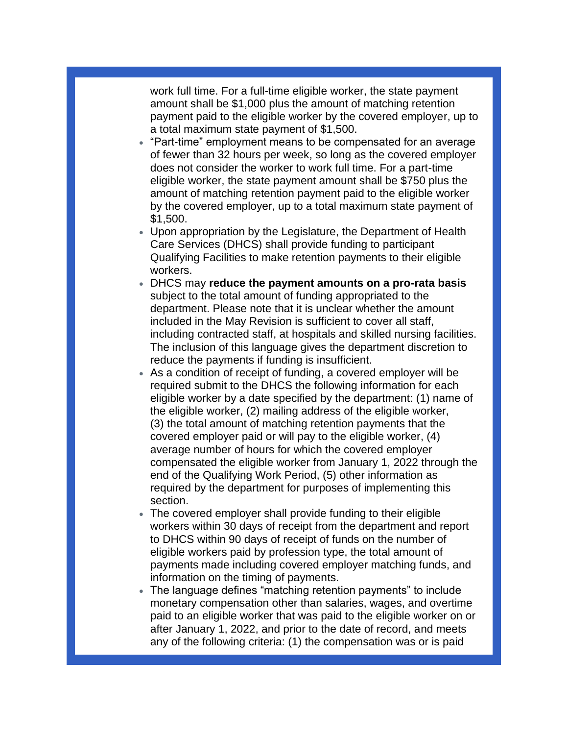work full time. For a full-time eligible worker, the state payment amount shall be $1,000 plus the amount of matching retention payment paid to the eligible worker by the covered employer, up to a total maximum state payment of $1,500.

- "Part-time" employment means to be compensated for an average of fewer than 32 hours per week, so long as the covered employer does not consider the worker to work full time. For a part-time eligible worker, the state payment amount shall be $750 plus the amount of matching retention payment paid to the eligible worker by the covered employer, up to a total maximum state payment of $1,500.
- Upon appropriation by the Legislature, the Department of Health Care Services (DHCS) shall provide funding to participant Qualifying Facilities to make retention payments to their eligible workers.
- DHCS may **reduce the payment amounts on a pro-rata basis** subject to the total amount of funding appropriated to the department. Please note that it is unclear whether the amount included in the May Revision is sufficient to cover all staff, including contracted staff, at hospitals and skilled nursing facilities. The inclusion of this language gives the department discretion to reduce the payments if funding is insufficient.
- As a condition of receipt of funding, a covered employer will be required submit to the DHCS the following information for each eligible worker by a date specified by the department: (1) name of the eligible worker, (2) mailing address of the eligible worker, (3) the total amount of matching retention payments that the covered employer paid or will pay to the eligible worker, (4) average number of hours for which the covered employer compensated the eligible worker from January 1, 2022 through the end of the Qualifying Work Period, (5) other information as required by the department for purposes of implementing this section.
- The covered employer shall provide funding to their eligible workers within 30 days of receipt from the department and report to DHCS within 90 days of receipt of funds on the number of eligible workers paid by profession type, the total amount of payments made including covered employer matching funds, and information on the timing of payments.
- The language defines "matching retention payments" to include monetary compensation other than salaries, wages, and overtime paid to an eligible worker that was paid to the eligible worker on or after January 1, 2022, and prior to the date of record, and meets any of the following criteria: (1) the compensation was or is paid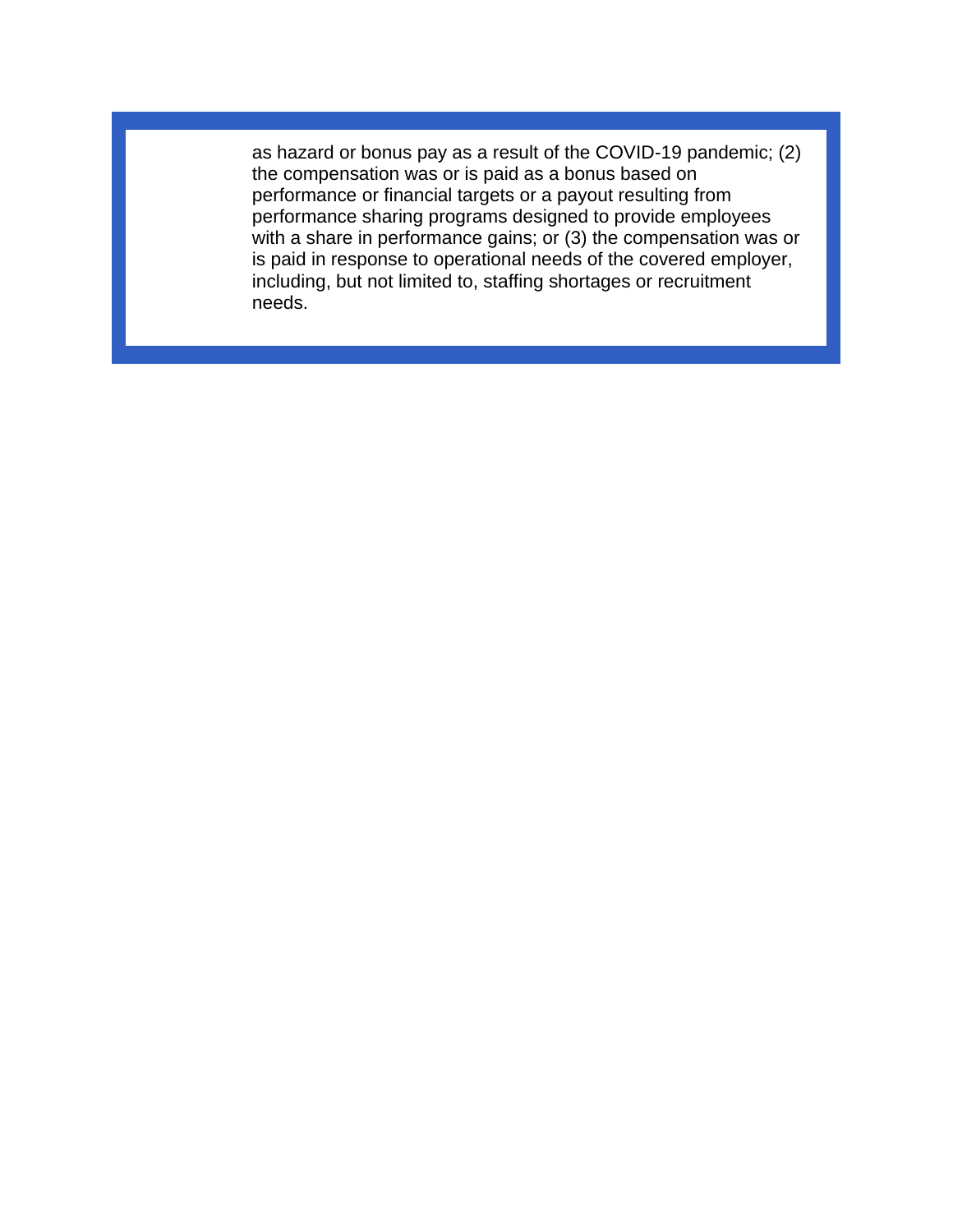as hazard or bonus pay as a result of the COVID-19 pandemic; (2) the compensation was or is paid as a bonus based on performance or financial targets or a payout resulting from performance sharing programs designed to provide employees with a share in performance gains; or (3) the compensation was or is paid in response to operational needs of the covered employer, including, but not limited to, staffing shortages or recruitment needs.